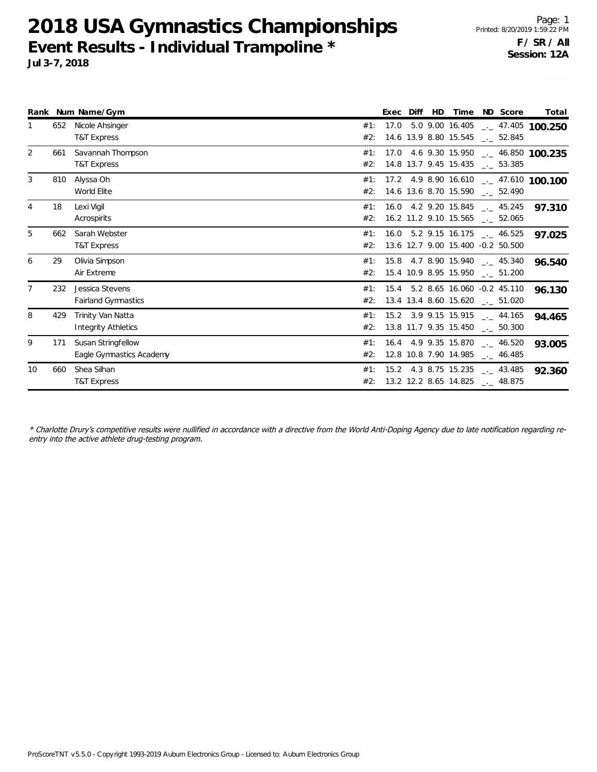# 2018 USA Gymnastics Championships

## Event Results - Individual Trampoline *

**Jul 3-7, 2018**

**F / SR / All**
**Session: 12A**

| Rank | Num | Name/Gym | | Exec | Diff | HD | Time | ND | Score | Total |
|---|---|---|---|---|---|---|---|---|---|---|
| 1 | 652 | Nicole Ahsinger | #1: | 17.0 | 5.0 | 9.00 | 16.405 | _._ | 47.405 | **100.250** |
| | | T&T Express | #2: | 14.6 | 13.9 | 8.80 | 15.545 | _._ | 52.845 | |
| 2 | 661 | Savannah Thompson | #1: | 17.0 | 4.6 | 9.30 | 15.950 | _._ | 46.850 | **100.235** |
| | | T&T Express | #2: | 14.8 | 13.7 | 9.45 | 15.435 | _._ | 53.385 | |
| 3 | 810 | Alyssa Oh | #1: | 17.2 | 4.9 | 8.90 | 16.610 | _._ | 47.610 | **100.100** |
| | | World Elite | #2: | 14.6 | 13.6 | 8.70 | 15.590 | _._ | 52.490 | |
| 4 | 18 | Lexi Vigil | #1: | 16.0 | 4.2 | 9.20 | 15.845 | _._ | 45.245 | **97.310** |
| | | Acrospirits | #2: | 16.2 | 11.2 | 9.10 | 15.565 | _._ | 52.065 | |
| 5 | 662 | Sarah Webster | #1: | 16.0 | 5.2 | 9.15 | 16.175 | _._ | 46.525 | **97.025** |
| | | T&T Express | #2: | 13.6 | 12.7 | 9.00 | 15.400 | -0.2 | 50.500 | |
| 6 | 29 | Olivia Simpson | #1: | 15.8 | 4.7 | 8.90 | 15.940 | _._ | 45.340 | **96.540** |
| | | Air Extreme | #2: | 15.4 | 10.9 | 8.95 | 15.950 | _._ | 51.200 | |
| 7 | 232 | Jessica Stevens | #1: | 15.4 | 5.2 | 8.65 | 16.060 | -0.2 | 45.110 | **96.130** |
| | | Fairland Gymnastics | #2: | 13.4 | 13.4 | 8.60 | 15.620 | _._ | 51.020 | |
| 8 | 429 | Trinity Van Natta | #1: | 15.2 | 3.9 | 9.15 | 15.915 | _._ | 44.165 | **94.465** |
| | | Integrity Athletics | #2: | 13.8 | 11.7 | 9.35 | 15.450 | _._ | 50.300 | |
| 9 | 171 | Susan Stringfellow | #1: | 16.4 | 4.9 | 9.35 | 15.870 | _._ | 46.520 | **93.005** |
| | | Eagle Gymnastics Academy | #2: | 12.8 | 10.8 | 7.90 | 14.985 | _._ | 46.485 | |
| 10 | 660 | Shea Silhan | #1: | 15.2 | 4.3 | 8.75 | 15.235 | _._ | 43.485 | **92.360** |
| | | T&T Express | #2: | 13.2 | 12.2 | 8.65 | 14.825 | _._ | 48.875 | |

*\* Charlotte Drury's competitive results were nullified in accordance with a directive from the World Anti-Doping Agency due to late notification regarding re-entry into the active athlete drug-testing program.*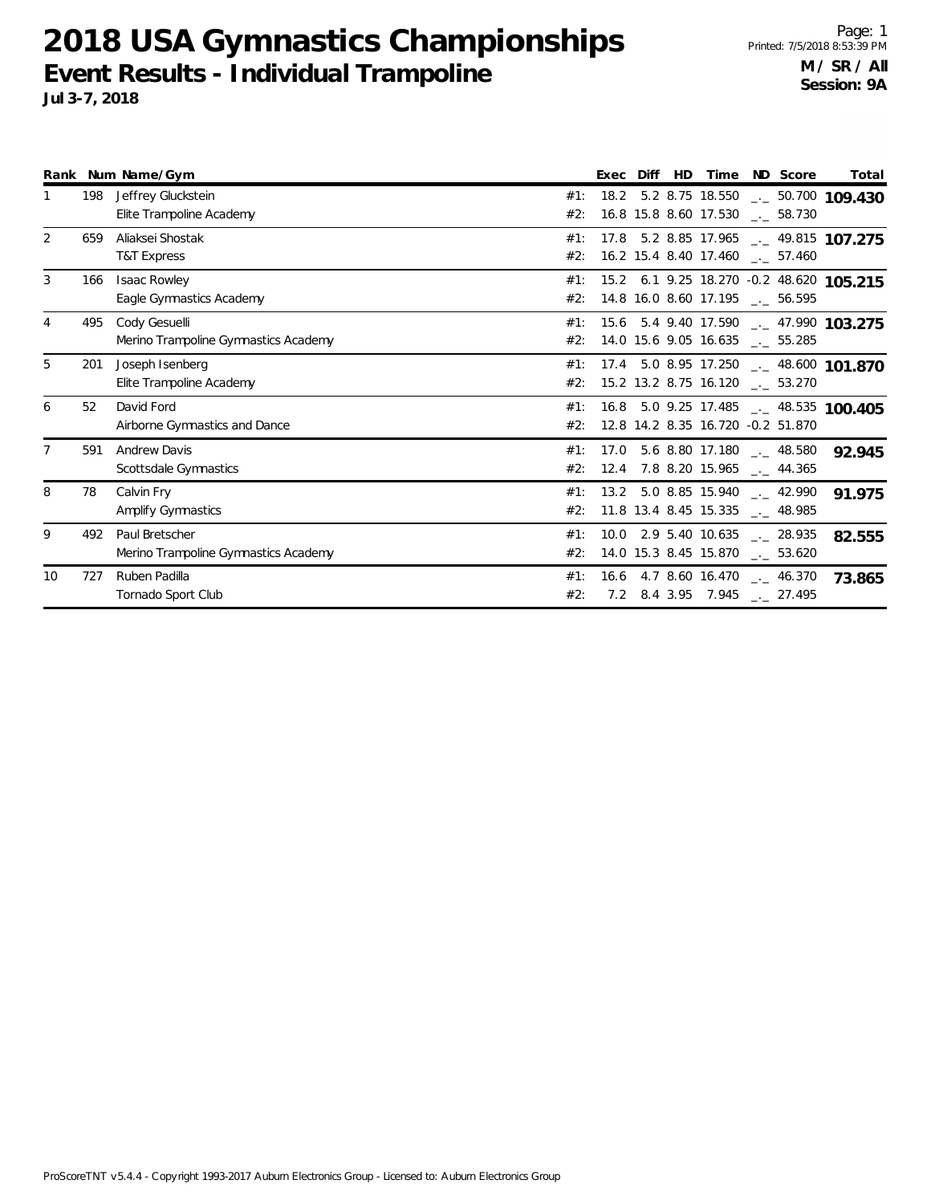# 2018 USA Gymnastics Championships

## Event Results - Individual Trampoline

**Jul 3-7, 2018**

**M / SR / All**
**Session: 9A**

| Rank | Num | Name/Gym | | Exec | Diff | HD | Time | ND | Score | Total |
|---|---|---|---|---|---|---|---|---|---|---|
| 1 | 198 | Jeffrey Gluckstein | #1: | 18.2 | 5.2 | 8.75 | 18.550 | _._ | 50.700 | **109.430** |
| | | Elite Trampoline Academy | #2: | 16.8 | 15.8 | 8.60 | 17.530 | _._ | 58.730 | |
| 2 | 659 | Aliaksei Shostak | #1: | 17.8 | 5.2 | 8.85 | 17.965 | _._ | 49.815 | **107.275** |
| | | T&T Express | #2: | 16.2 | 15.4 | 8.40 | 17.460 | _._ | 57.460 | |
| 3 | 166 | Isaac Rowley | #1: | 15.2 | 6.1 | 9.25 | 18.270 | -0.2 | 48.620 | **105.215** |
| | | Eagle Gymnastics Academy | #2: | 14.8 | 16.0 | 8.60 | 17.195 | _._ | 56.595 | |
| 4 | 495 | Cody Gesuelli | #1: | 15.6 | 5.4 | 9.40 | 17.590 | _._ | 47.990 | **103.275** |
| | | Merino Trampoline Gymnastics Academy | #2: | 14.0 | 15.6 | 9.05 | 16.635 | _._ | 55.285 | |
| 5 | 201 | Joseph Isenberg | #1: | 17.4 | 5.0 | 8.95 | 17.250 | _._ | 48.600 | **101.870** |
| | | Elite Trampoline Academy | #2: | 15.2 | 13.2 | 8.75 | 16.120 | _._ | 53.270 | |
| 6 | 52 | David Ford | #1: | 16.8 | 5.0 | 9.25 | 17.485 | _._ | 48.535 | **100.405** |
| | | Airborne Gymnastics and Dance | #2: | 12.8 | 14.2 | 8.35 | 16.720 | -0.2 | 51.870 | |
| 7 | 591 | Andrew Davis | #1: | 17.0 | 5.6 | 8.80 | 17.180 | _._ | 48.580 | **92.945** |
| | | Scottsdale Gymnastics | #2: | 12.4 | 7.8 | 8.20 | 15.965 | _._ | 44.365 | |
| 8 | 78 | Calvin Fry | #1: | 13.2 | 5.0 | 8.85 | 15.940 | _._ | 42.990 | **91.975** |
| | | Amplify Gymnastics | #2: | 11.8 | 13.4 | 8.45 | 15.335 | _._ | 48.985 | |
| 9 | 492 | Paul Bretscher | #1: | 10.0 | 2.9 | 5.40 | 10.635 | _._ | 28.935 | **82.555** |
| | | Merino Trampoline Gymnastics Academy | #2: | 14.0 | 15.3 | 8.45 | 15.870 | _._ | 53.620 | |
| 10 | 727 | Ruben Padilla | #1: | 16.6 | 4.7 | 8.60 | 16.470 | _._ | 46.370 | **73.865** |
| | | Tornado Sport Club | #2: | 7.2 | 8.4 | 3.95 | 7.945 | _._ | 27.495 | |

ProScoreTNT v5.4.4 - Copyright 1993-2017 Auburn Electronics Group - Licensed to: Auburn Electronics Group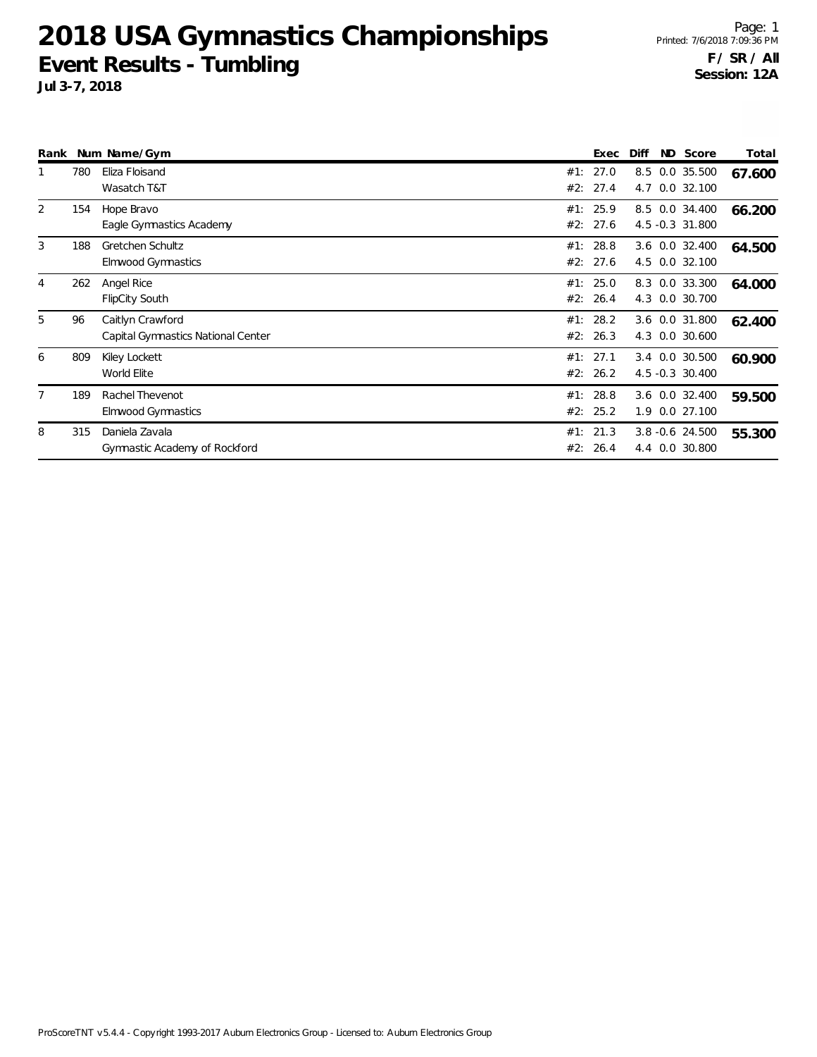# 2018 USA Gymnastics Championships

## Event Results - Tumbling

**Jul 3-7, 2018**

**F / SR / All**
**Session: 12A**

| Rank | Num | Name/Gym | | Exec | Diff | ND | Score | Total |
|---|---|---|---|---|---|---|---|---|
| 1 | 780 | Eliza Floisand | #1: | 27.0 | 8.5 | 0.0 | 35.500 | **67.600** |
| | | Wasatch T&T | #2: | 27.4 | 4.7 | 0.0 | 32.100 | |
| 2 | 154 | Hope Bravo | #1: | 25.9 | 8.5 | 0.0 | 34.400 | **66.200** |
| | | Eagle Gymnastics Academy | #2: | 27.6 | 4.5 | -0.3 | 31.800 | |
| 3 | 188 | Gretchen Schultz | #1: | 28.8 | 3.6 | 0.0 | 32.400 | **64.500** |
| | | Elmwood Gymnastics | #2: | 27.6 | 4.5 | 0.0 | 32.100 | |
| 4 | 262 | Angel Rice | #1: | 25.0 | 8.3 | 0.0 | 33.300 | **64.000** |
| | | FlipCity South | #2: | 26.4 | 4.3 | 0.0 | 30.700 | |
| 5 | 96 | Caitlyn Crawford | #1: | 28.2 | 3.6 | 0.0 | 31.800 | **62.400** |
| | | Capital Gymnastics National Center | #2: | 26.3 | 4.3 | 0.0 | 30.600 | |
| 6 | 809 | Kiley Lockett | #1: | 27.1 | 3.4 | 0.0 | 30.500 | **60.900** |
| | | World Elite | #2: | 26.2 | 4.5 | -0.3 | 30.400 | |
| 7 | 189 | Rachel Thevenot | #1: | 28.8 | 3.6 | 0.0 | 32.400 | **59.500** |
| | | Elmwood Gymnastics | #2: | 25.2 | 1.9 | 0.0 | 27.100 | |
| 8 | 315 | Daniela Zavala | #1: | 21.3 | 3.8 | -0.6 | 24.500 | **55.300** |
| | | Gymnastic Academy of Rockford | #2: | 26.4 | 4.4 | 0.0 | 30.800 | |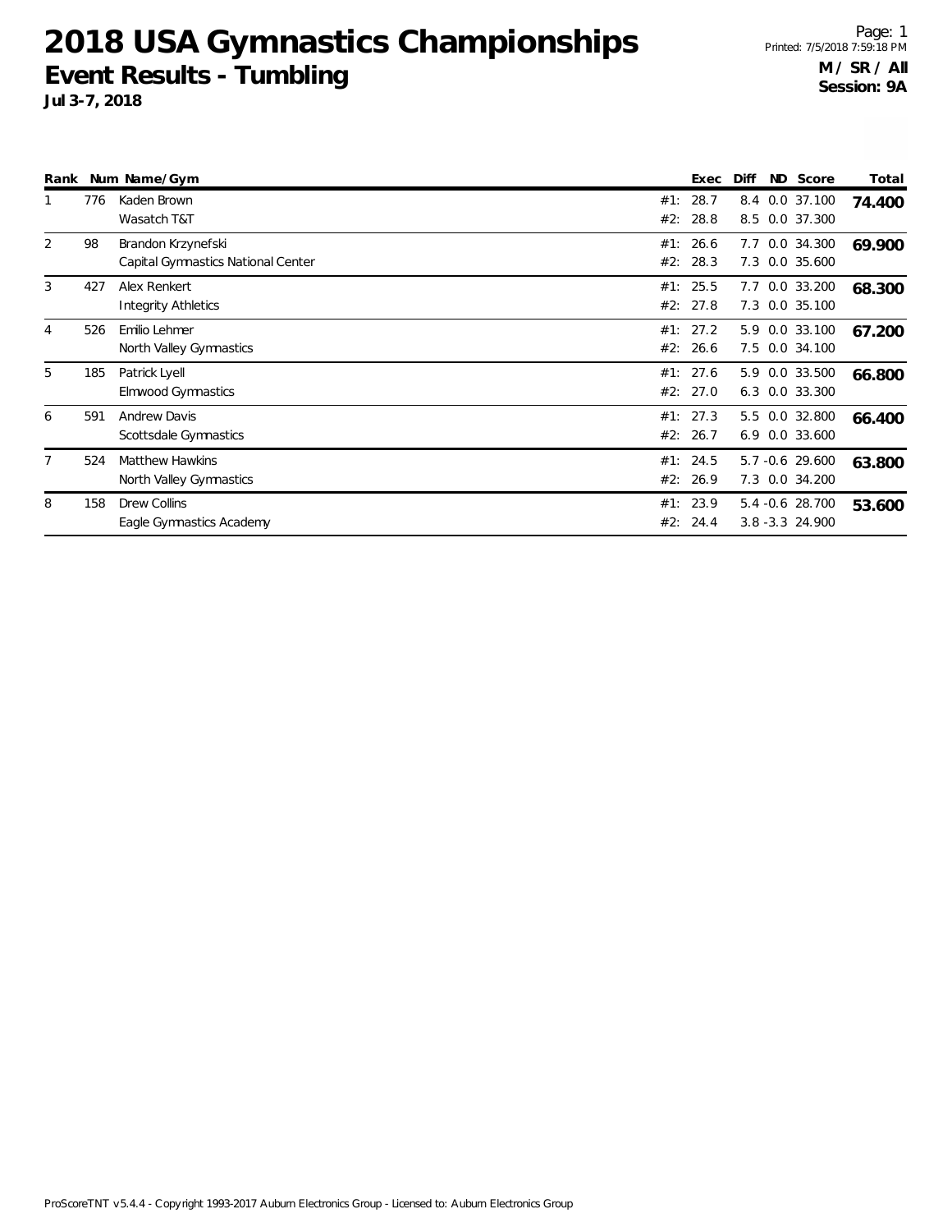# 2018 USA Gymnastics Championships

## Event Results - Tumbling

**Jul 3-7, 2018**

**M / SR / All**
**Session: 9A**

| Rank | Num | Name/Gym | | Exec | Diff | ND | Score | Total |
|---|---|---|---|---|---|---|---|---|
| 1 | 776 | Kaden Brown | #1: | 28.7 | 8.4 | 0.0 | 37.100 | **74.400** |
| | | Wasatch T&T | #2: | 28.8 | 8.5 | 0.0 | 37.300 | |
| 2 | 98 | Brandon Krzynefski | #1: | 26.6 | 7.7 | 0.0 | 34.300 | **69.900** |
| | | Capital Gymnastics National Center | #2: | 28.3 | 7.3 | 0.0 | 35.600 | |
| 3 | 427 | Alex Renkert | #1: | 25.5 | 7.7 | 0.0 | 33.200 | **68.300** |
| | | Integrity Athletics | #2: | 27.8 | 7.3 | 0.0 | 35.100 | |
| 4 | 526 | Emilio Lehmer | #1: | 27.2 | 5.9 | 0.0 | 33.100 | **67.200** |
| | | North Valley Gymnastics | #2: | 26.6 | 7.5 | 0.0 | 34.100 | |
| 5 | 185 | Patrick Lyell | #1: | 27.6 | 5.9 | 0.0 | 33.500 | **66.800** |
| | | Elmwood Gymnastics | #2: | 27.0 | 6.3 | 0.0 | 33.300 | |
| 6 | 591 | Andrew Davis | #1: | 27.3 | 5.5 | 0.0 | 32.800 | **66.400** |
| | | Scottsdale Gymnastics | #2: | 26.7 | 6.9 | 0.0 | 33.600 | |
| 7 | 524 | Matthew Hawkins | #1: | 24.5 | 5.7 | -0.6 | 29.600 | **63.800** |
| | | North Valley Gymnastics | #2: | 26.9 | 7.3 | 0.0 | 34.200 | |
| 8 | 158 | Drew Collins | #1: | 23.9 | 5.4 | -0.6 | 28.700 | **53.600** |
| | | Eagle Gymnastics Academy | #2: | 24.4 | 3.8 | -3.3 | 24.900 | |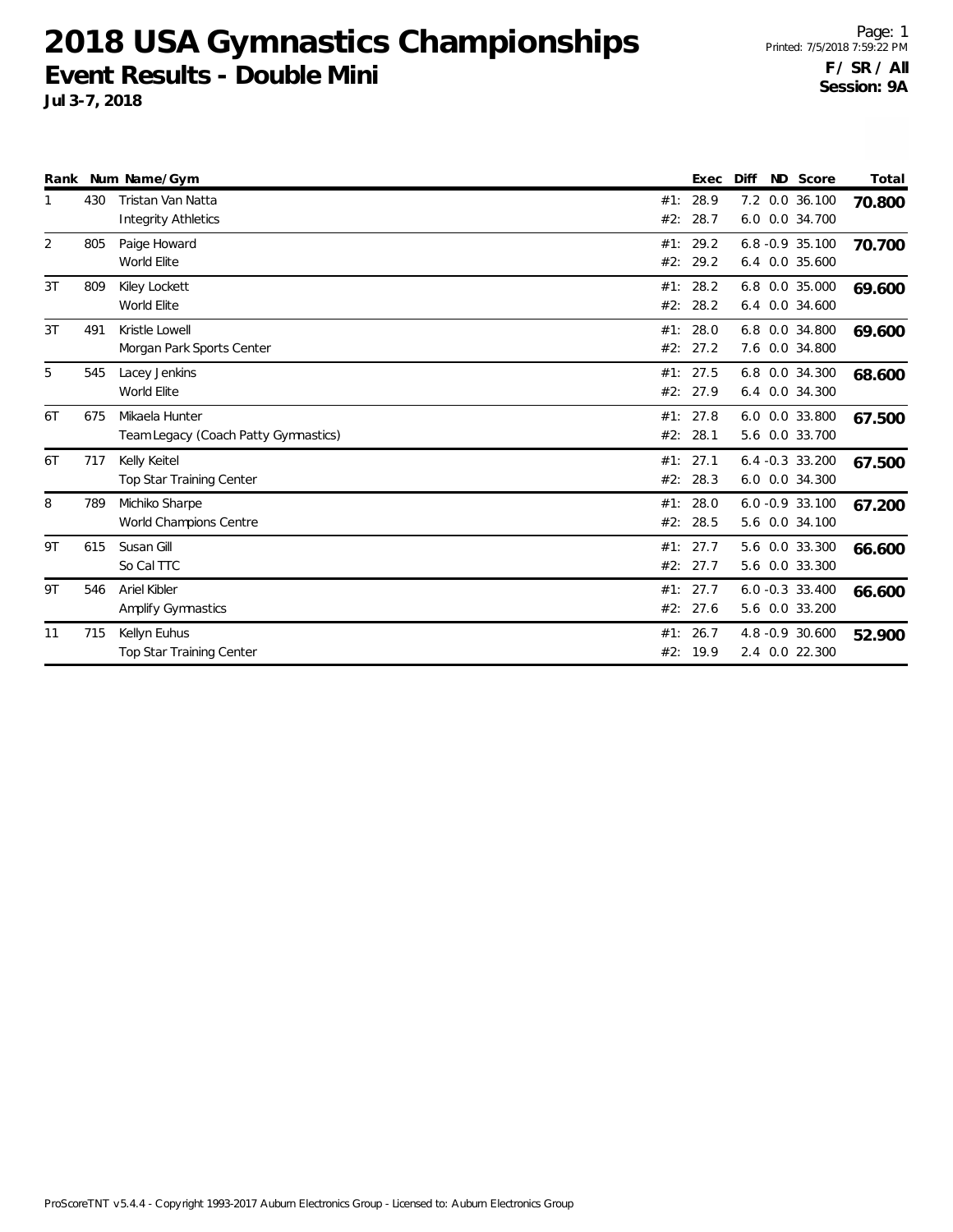# 2018 USA Gymnastics Championships

## Event Results - Double Mini

**Jul 3-7, 2018**

Page: 1
Printed: 7/5/2018 7:59:22 PM
**F / SR / All**
**Session: 9A**

| Rank | Num | Name/Gym | | Exec | Diff | ND | Score | Total |
|---|---|---|---|---|---|---|---|---|
| 1 | 430 | Tristan Van Natta | #1: | 28.9 | 7.2 | 0.0 | 36.100 | **70.800** |
| | | Integrity Athletics | #2: | 28.7 | 6.0 | 0.0 | 34.700 | |
| 2 | 805 | Paige Howard | #1: | 29.2 | 6.8 | -0.9 | 35.100 | **70.700** |
| | | World Elite | #2: | 29.2 | 6.4 | 0.0 | 35.600 | |
| 3T | 809 | Kiley Lockett | #1: | 28.2 | 6.8 | 0.0 | 35.000 | **69.600** |
| | | World Elite | #2: | 28.2 | 6.4 | 0.0 | 34.600 | |
| 3T | 491 | Kristle Lowell | #1: | 28.0 | 6.8 | 0.0 | 34.800 | **69.600** |
| | | Morgan Park Sports Center | #2: | 27.2 | 7.6 | 0.0 | 34.800 | |
| 5 | 545 | Lacey Jenkins | #1: | 27.5 | 6.8 | 0.0 | 34.300 | **68.600** |
| | | World Elite | #2: | 27.9 | 6.4 | 0.0 | 34.300 | |
| 6T | 675 | Mikaela Hunter | #1: | 27.8 | 6.0 | 0.0 | 33.800 | **67.500** |
| | | Team Legacy (Coach Patty Gymnastics) | #2: | 28.1 | 5.6 | 0.0 | 33.700 | |
| 6T | 717 | Kelly Keitel | #1: | 27.1 | 6.4 | -0.3 | 33.200 | **67.500** |
| | | Top Star Training Center | #2: | 28.3 | 6.0 | 0.0 | 34.300 | |
| 8 | 789 | Michiko Sharpe | #1: | 28.0 | 6.0 | -0.9 | 33.100 | **67.200** |
| | | World Champions Centre | #2: | 28.5 | 5.6 | 0.0 | 34.100 | |
| 9T | 615 | Susan Gill | #1: | 27.7 | 5.6 | 0.0 | 33.300 | **66.600** |
| | | So Cal TTC | #2: | 27.7 | 5.6 | 0.0 | 33.300 | |
| 9T | 546 | Ariel Kibler | #1: | 27.7 | 6.0 | -0.3 | 33.400 | **66.600** |
| | | Amplify Gymnastics | #2: | 27.6 | 5.6 | 0.0 | 33.200 | |
| 11 | 715 | Kellyn Euhus | #1: | 26.7 | 4.8 | -0.9 | 30.600 | **52.900** |
| | | Top Star Training Center | #2: | 19.9 | 2.4 | 0.0 | 22.300 | |

ProScoreTNT v5.4.4 - Copyright 1993-2017 Auburn Electronics Group - Licensed to: Auburn Electronics Group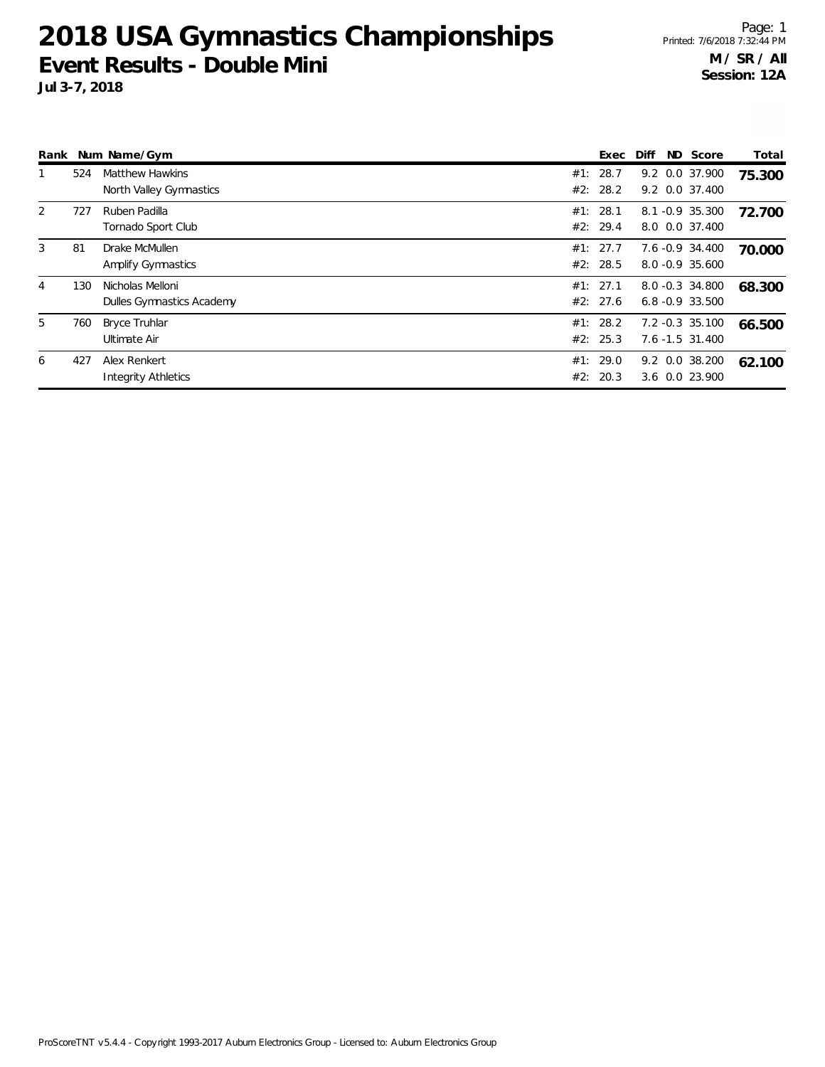# 2018 USA Gymnastics Championships

## Event Results - Double Mini

**Jul 3-7, 2018**

**M / SR / All**
**Session: 12A**

| Rank | Num | Name/Gym | | Exec | Diff | ND | Score | Total |
|---|---|---|---|---|---|---|---|---|
| 1 | 524 | Matthew Hawkins | #1: | 28.7 | 9.2 | 0.0 | 37.900 | **75.300** |
| | | North Valley Gymnastics | #2: | 28.2 | 9.2 | 0.0 | 37.400 | |
| 2 | 727 | Ruben Padilla | #1: | 28.1 | 8.1 | -0.9 | 35.300 | **72.700** |
| | | Tornado Sport Club | #2: | 29.4 | 8.0 | 0.0 | 37.400 | |
| 3 | 81 | Drake McMullen | #1: | 27.7 | 7.6 | -0.9 | 34.400 | **70.000** |
| | | Amplify Gymnastics | #2: | 28.5 | 8.0 | -0.9 | 35.600 | |
| 4 | 130 | Nicholas Melloni | #1: | 27.1 | 8.0 | -0.3 | 34.800 | **68.300** |
| | | Dulles Gymnastics Academy | #2: | 27.6 | 6.8 | -0.9 | 33.500 | |
| 5 | 760 | Bryce Truhlar | #1: | 28.2 | 7.2 | -0.3 | 35.100 | **66.500** |
| | | Ultimate Air | #2: | 25.3 | 7.6 | -1.5 | 31.400 | |
| 6 | 427 | Alex Renkert | #1: | 29.0 | 9.2 | 0.0 | 38.200 | **62.100** |
| | | Integrity Athletics | #2: | 20.3 | 3.6 | 0.0 | 23.900 | |

ProScoreTNT v5.4.4 - Copyright 1993-2017 Auburn Electronics Group - Licensed to: Auburn Electronics Group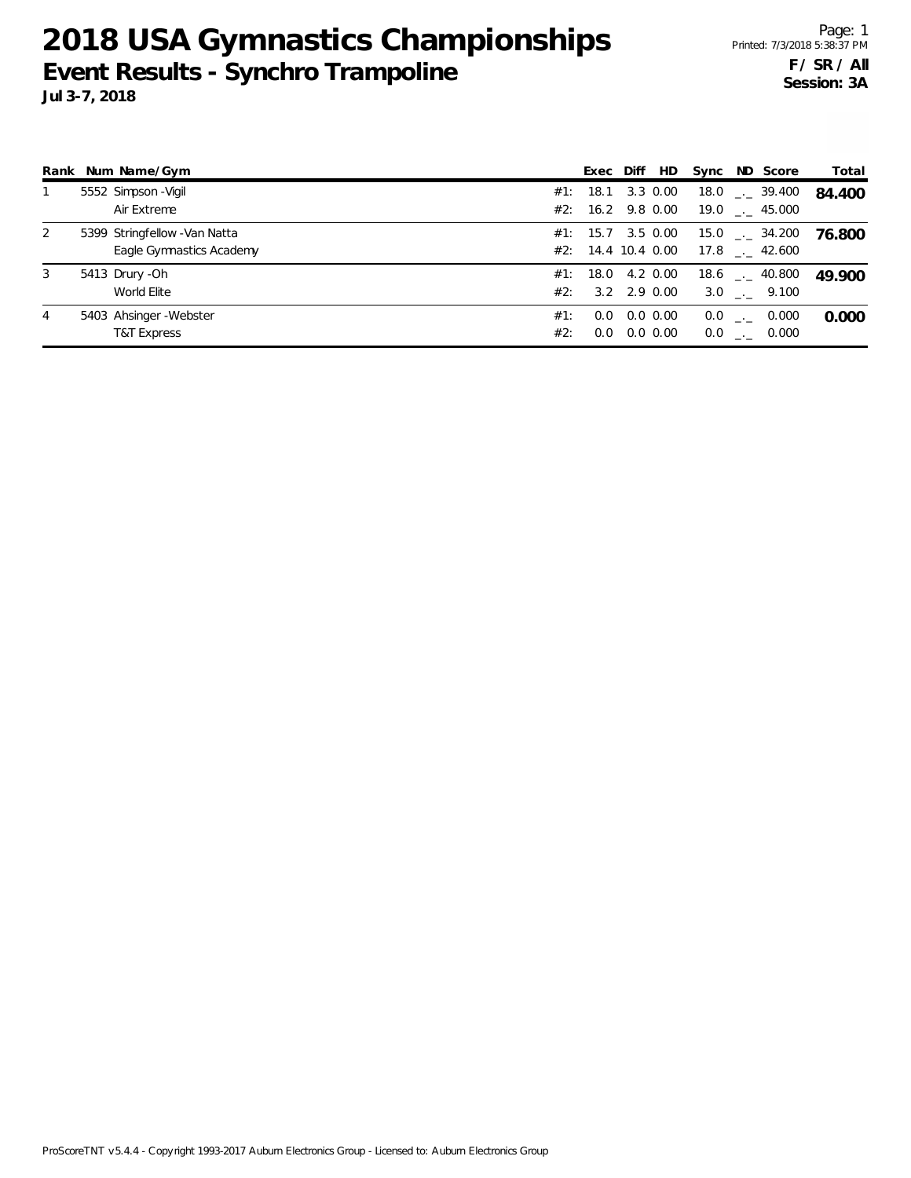# 2018 USA Gymnastics Championships

## Event Results - Synchro Trampoline

**Jul 3-7, 2018**

**F / SR / All**
**Session: 3A**

| Rank | Num | Name/Gym | | Exec | Diff | HD | Sync | ND | Score | Total |
|---|---|---|---|---|---|---|---|---|---|---|
| 1 | 5552 | Simpson -Vigil | #1: | 18.1 | 3.3 | 0.00 | 18.0 | _._ | 39.400 | **84.400** |
| | | Air Extreme | #2: | 16.2 | 9.8 | 0.00 | 19.0 | _._ | 45.000 | |
| 2 | 5399 | Stringfellow -Van Natta | #1: | 15.7 | 3.5 | 0.00 | 15.0 | _._ | 34.200 | **76.800** |
| | | Eagle Gymnastics Academy | #2: | 14.4 | 10.4 | 0.00 | 17.8 | _._ | 42.600 | |
| 3 | 5413 | Drury -Oh | #1: | 18.0 | 4.2 | 0.00 | 18.6 | _._ | 40.800 | **49.900** |
| | | World Elite | #2: | 3.2 | 2.9 | 0.00 | 3.0 | _._ | 9.100 | |
| 4 | 5403 | Ahsinger -Webster | #1: | 0.0 | 0.0 | 0.00 | 0.0 | _._ | 0.000 | **0.000** |
| | | T&T Express | #2: | 0.0 | 0.0 | 0.00 | 0.0 | _._ | 0.000 | |

ProScoreTNT v5.4.4 - Copyright 1993-2017 Auburn Electronics Group - Licensed to: Auburn Electronics Group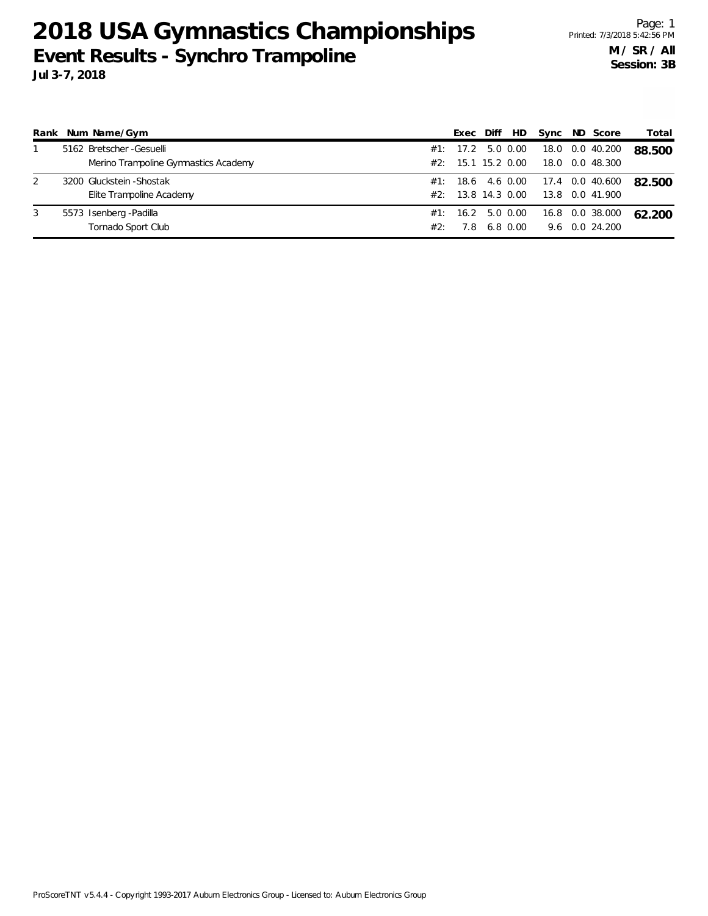# 2018 USA Gymnastics Championships

## Event Results - Synchro Trampoline

**Jul 3-7, 2018**

Page: 1
Printed: 7/3/2018 5:42:56 PM

**M / SR / All**
**Session: 3B**

| Rank | Num | Name/Gym | | Exec | Diff | HD | Sync | ND | Score | Total |
|---|---|---|---|---|---|---|---|---|---|---|
| 1 | 5162 | Bretscher -Gesuelli | #1: | 17.2 | 5.0 | 0.00 | 18.0 | 0.0 | 40.200 | **88.500** |
| | | Merino Trampoline Gymnastics Academy | #2: | 15.1 | 15.2 | 0.00 | 18.0 | 0.0 | 48.300 | |
| 2 | 3200 | Gluckstein -Shostak | #1: | 18.6 | 4.6 | 0.00 | 17.4 | 0.0 | 40.600 | **82.500** |
| | | Elite Trampoline Academy | #2: | 13.8 | 14.3 | 0.00 | 13.8 | 0.0 | 41.900 | |
| 3 | 5573 | Isenberg -Padilla | #1: | 16.2 | 5.0 | 0.00 | 16.8 | 0.0 | 38.000 | **62.200** |
| | | Tornado Sport Club | #2: | 7.8 | 6.8 | 0.00 | 9.6 | 0.0 | 24.200 | |

ProScoreTNT v5.4.4 - Copyright 1993-2017 Auburn Electronics Group - Licensed to: Auburn Electronics Group